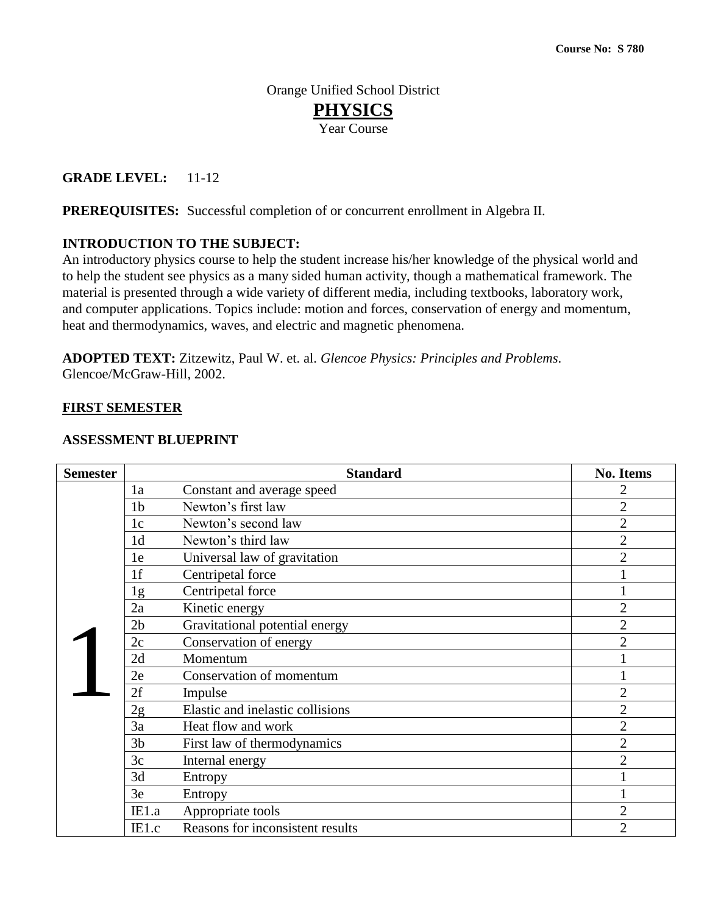**Course No: S 780**

# Orange Unified School District

# PHYSICS

Year Course

**GRADE LEVEL:** 11-12

**PREREQUISITES:** Successful completion of or concurrent enrollment in Algebra II.

**INTRODUCTION TO THE SUBJECT:**
An introductory physics course to help the student increase his/her knowledge of the physical world and to help the student see physics as a many sided human activity, though a mathematical framework. The material is presented through a wide variety of different media, including textbooks, laboratory work, and computer applications. Topics include: motion and forces, conservation of energy and momentum, heat and thermodynamics, waves, and electric and magnetic phenomena.

**ADOPTED TEXT:** Zitzewitz, Paul W. et. al. *Glencoe Physics: Principles and Problems*. Glencoe/McGraw-Hill, 2002.

## FIRST SEMESTER

### ASSESSMENT BLUEPRINT

| Semester | Standard | | No. Items |
|---|---|---|---|
| 1 | 1a | Constant and average speed | 2 |
| | 1b | Newton's first law | 2 |
| | 1c | Newton's second law | 2 |
| | 1d | Newton's third law | 2 |
| | 1e | Universal law of gravitation | 2 |
| | 1f | Centripetal force | 1 |
| | 1g | Centripetal force | 1 |
| | 2a | Kinetic energy | 2 |
| | 2b | Gravitational potential energy | 2 |
| | 2c | Conservation of energy | 2 |
| | 2d | Momentum | 1 |
| | 2e | Conservation of momentum | 1 |
| | 2f | Impulse | 2 |
| | 2g | Elastic and inelastic collisions | 2 |
| | 3a | Heat flow and work | 2 |
| | 3b | First law of thermodynamics | 2 |
| | 3c | Internal energy | 2 |
| | 3d | Entropy | 1 |
| | 3e | Entropy | 1 |
| | IE1.a | Appropriate tools | 2 |
| | IE1.c | Reasons for inconsistent results | 2 |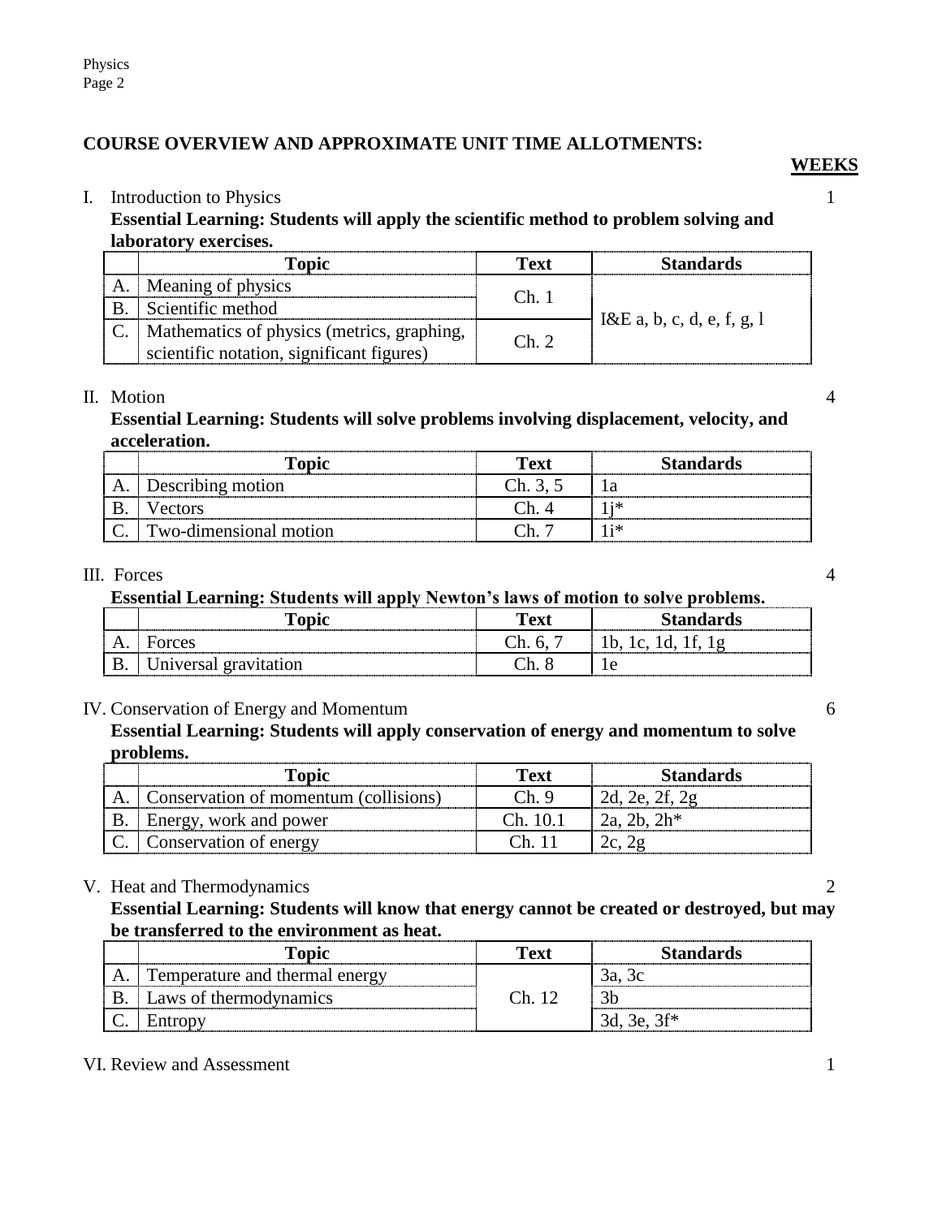## COURSE OVERVIEW AND APPROXIMATE UNIT TIME ALLOTMENTS:

**WEEKS**

I. Introduction to Physics — 1

**Essential Learning: Students will apply the scientific method to problem solving and laboratory exercises.**

| | Topic | Text | Standards |
|---|---|---|---|
| A. | Meaning of physics | Ch. 1 | I&E a, b, c, d, e, f, g, l |
| B. | Scientific method | | |
| C. | Mathematics of physics (metrics, graphing, scientific notation, significant figures) | Ch. 2 | |

II. Motion — 4

**Essential Learning: Students will solve problems involving displacement, velocity, and acceleration.**

| | Topic | Text | Standards |
|---|---|---|---|
| A. | Describing motion | Ch. 3, 5 | 1a |
| B. | Vectors | Ch. 4 | 1j* |
| C. | Two-dimensional motion | Ch. 7 | 1i* |

III. Forces — 4

**Essential Learning: Students will apply Newton's laws of motion to solve problems.**

| | Topic | Text | Standards |
|---|---|---|---|
| A. | Forces | Ch. 6, 7 | 1b, 1c, 1d, 1f, 1g |
| B. | Universal gravitation | Ch. 8 | 1e |

IV. Conservation of Energy and Momentum — 6

**Essential Learning: Students will apply conservation of energy and momentum to solve problems.**

| | Topic | Text | Standards |
|---|---|---|---|
| A. | Conservation of momentum (collisions) | Ch. 9 | 2d, 2e, 2f, 2g |
| B. | Energy, work and power | Ch. 10.1 | 2a, 2b, 2h* |
| C. | Conservation of energy | Ch. 11 | 2c, 2g |

V. Heat and Thermodynamics — 2

**Essential Learning: Students will know that energy cannot be created or destroyed, but may be transferred to the environment as heat.**

| | Topic | Text | Standards |
|---|---|---|---|
| A. | Temperature and thermal energy | Ch. 12 | 3a, 3c |
| B. | Laws of thermodynamics | | 3b |
| C. | Entropy | | 3d, 3e, 3f* |

VI. Review and Assessment — 1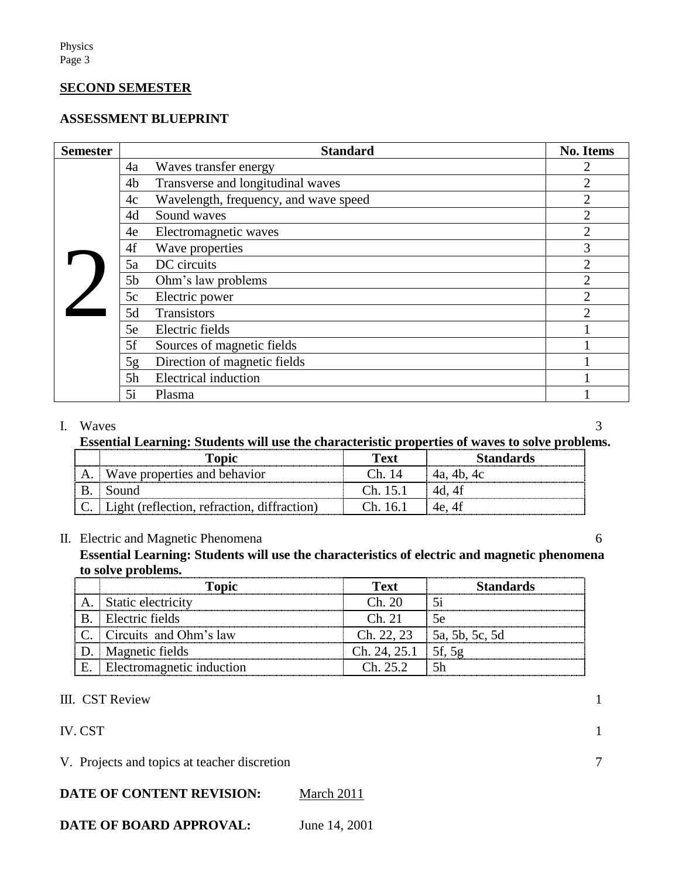## SECOND SEMESTER

### ASSESSMENT BLUEPRINT

| Semester | Standard | | No. Items |
|---|---|---|---|
| 2 | 4a | Waves transfer energy | 2 |
| | 4b | Transverse and longitudinal waves | 2 |
| | 4c | Wavelength, frequency, and wave speed | 2 |
| | 4d | Sound waves | 2 |
| | 4e | Electromagnetic waves | 2 |
| | 4f | Wave properties | 3 |
| | 5a | DC circuits | 2 |
| | 5b | Ohm's law problems | 2 |
| | 5c | Electric power | 2 |
| | 5d | Transistors | 2 |
| | 5e | Electric fields | 1 |
| | 5f | Sources of magnetic fields | 1 |
| | 5g | Direction of magnetic fields | 1 |
| | 5h | Electrical induction | 1 |
| | 5i | Plasma | 1 |

I. Waves 3

**Essential Learning: Students will use the characteristic properties of waves to solve problems.**

| | Topic | Text | Standards |
|---|---|---|---|
| A. | Wave properties and behavior | Ch. 14 | 4a, 4b, 4c |
| B. | Sound | Ch. 15.1 | 4d, 4f |
| C. | Light (reflection, refraction, diffraction) | Ch. 16.1 | 4e, 4f |

II. Electric and Magnetic Phenomena 6

**Essential Learning: Students will use the characteristics of electric and magnetic phenomena to solve problems.**

| | Topic | Text | Standards |
|---|---|---|---|
| A. | Static electricity | Ch. 20 | 5i |
| B. | Electric fields | Ch. 21 | 5e |
| C. | Circuits and Ohm's law | Ch. 22, 23 | 5a, 5b, 5c, 5d |
| D. | Magnetic fields | Ch. 24, 25.1 | 5f, 5g |
| E. | Electromagnetic induction | Ch. 25.2 | 5h |

III. CST Review 1

IV. CST 1

V. Projects and topics at teacher discretion 7

**DATE OF CONTENT REVISION:** March 2011

**DATE OF BOARD APPROVAL:** June 14, 2001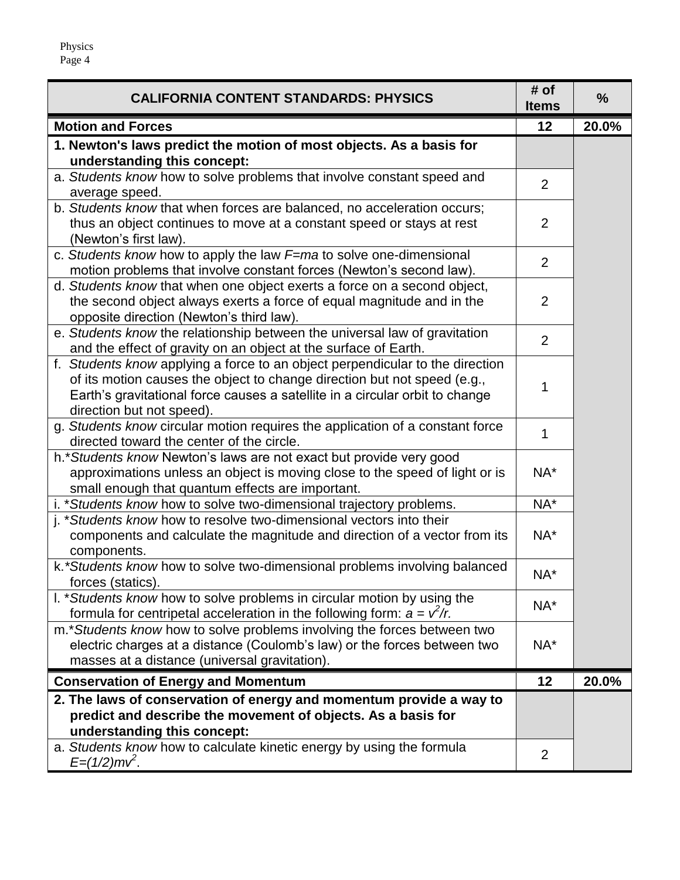| CALIFORNIA CONTENT STANDARDS: PHYSICS | # of Items | % |
|---|---|---|
| **Motion and Forces** | **12** | **20.0%** |
| **1. Newton's laws predict the motion of most objects. As a basis for understanding this concept:** | | |
| a. *Students know* how to solve problems that involve constant speed and average speed. | 2 | |
| b. *Students know* that when forces are balanced, no acceleration occurs; thus an object continues to move at a constant speed or stays at rest (Newton's first law). | 2 | |
| c. *Students know* how to apply the law $F=ma$ to solve one-dimensional motion problems that involve constant forces (Newton's second law). | 2 | |
| d. *Students know* that when one object exerts a force on a second object, the second object always exerts a force of equal magnitude and in the opposite direction (Newton's third law). | 2 | |
| e. *Students know* the relationship between the universal law of gravitation and the effect of gravity on an object at the surface of Earth. | 2 | |
| f. *Students know* applying a force to an object perpendicular to the direction of its motion causes the object to change direction but not speed (e.g., Earth's gravitational force causes a satellite in a circular orbit to change direction but not speed). | 1 | |
| g. *Students know* circular motion requires the application of a constant force directed toward the center of the circle. | 1 | |
| h.**Students know* Newton's laws are not exact but provide very good approximations unless an object is moving close to the speed of light or is small enough that quantum effects are important. | NA* | |
| i. **Students know* how to solve two-dimensional trajectory problems. | NA* | |
| j. **Students know* how to resolve two-dimensional vectors into their components and calculate the magnitude and direction of a vector from its components. | NA* | |
| k.**Students know* how to solve two-dimensional problems involving balanced forces (statics). | NA* | |
| l. **Students know* how to solve problems in circular motion by using the formula for centripetal acceleration in the following form: $a = v^2/r$. | NA* | |
| m.**Students know* how to solve problems involving the forces between two electric charges at a distance (Coulomb's law) or the forces between two masses at a distance (universal gravitation). | NA* | |
| **Conservation of Energy and Momentum** | **12** | **20.0%** |
| **2. The laws of conservation of energy and momentum provide a way to predict and describe the movement of objects. As a basis for understanding this concept:** | | |
| a. *Students know* how to calculate kinetic energy by using the formula $E=(1/2)mv^2$. | 2 | |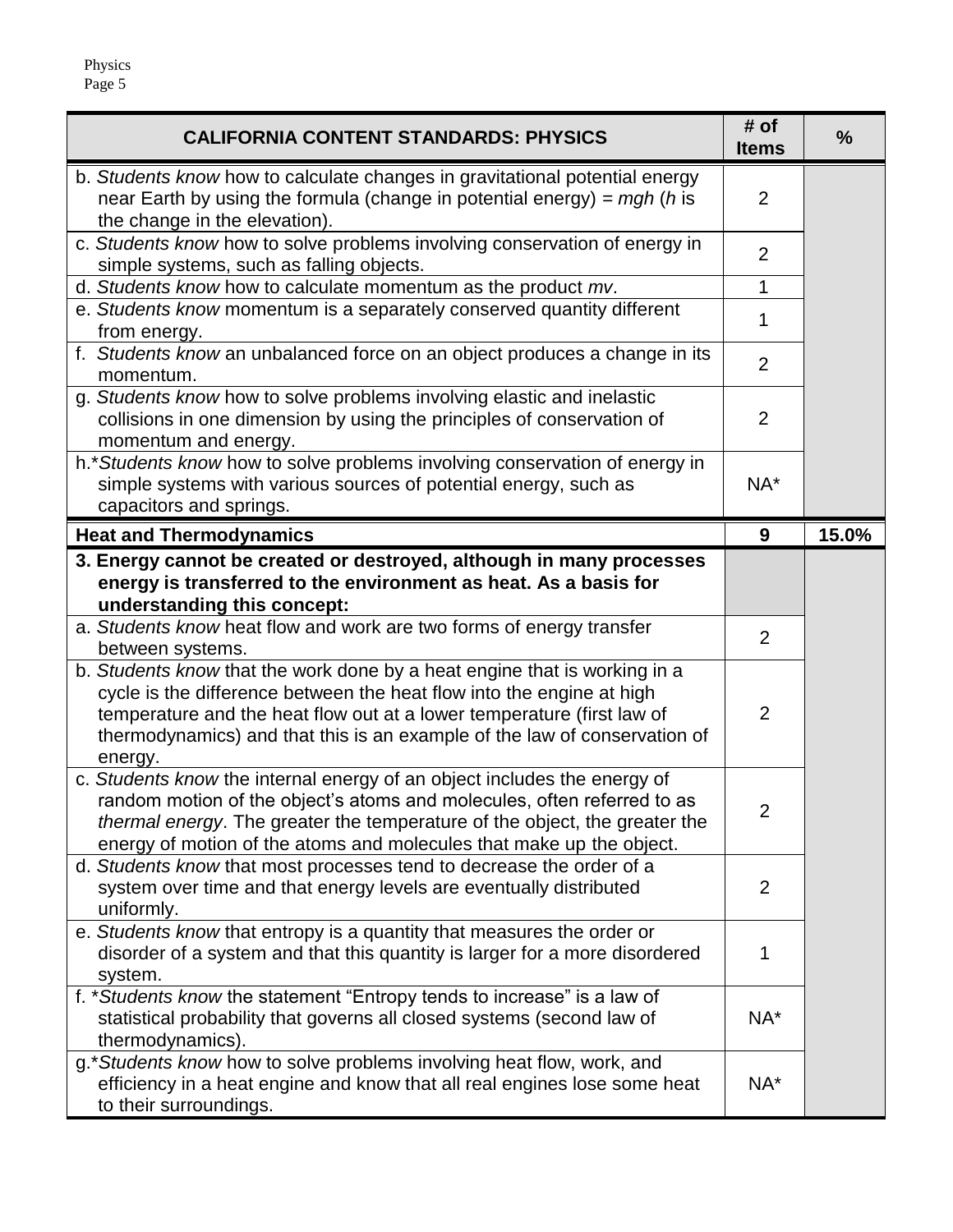| CALIFORNIA CONTENT STANDARDS: PHYSICS | # of Items | % |
|---|---|---|
| b. *Students know* how to calculate changes in gravitational potential energy near Earth by using the formula (change in potential energy) = *mgh* (*h* is the change in the elevation). | 2 | |
| c. *Students know* how to solve problems involving conservation of energy in simple systems, such as falling objects. | 2 | |
| d. *Students know* how to calculate momentum as the product *mv*. | 1 | |
| e. *Students know* momentum is a separately conserved quantity different from energy. | 1 | |
| f. *Students know* an unbalanced force on an object produces a change in its momentum. | 2 | |
| g. *Students know* how to solve problems involving elastic and inelastic collisions in one dimension by using the principles of conservation of momentum and energy. | 2 | |
| h.**Students know* how to solve problems involving conservation of energy in simple systems with various sources of potential energy, such as capacitors and springs. | NA* | |
| **Heat and Thermodynamics** | **9** | **15.0%** |
| **3. Energy cannot be created or destroyed, although in many processes energy is transferred to the environment as heat. As a basis for understanding this concept:** | | |
| a. *Students know* heat flow and work are two forms of energy transfer between systems. | 2 | |
| b. *Students know* that the work done by a heat engine that is working in a cycle is the difference between the heat flow into the engine at high temperature and the heat flow out at a lower temperature (first law of thermodynamics) and that this is an example of the law of conservation of energy. | 2 | |
| c. *Students know* the internal energy of an object includes the energy of random motion of the object's atoms and molecules, often referred to as *thermal energy*. The greater the temperature of the object, the greater the energy of motion of the atoms and molecules that make up the object. | 2 | |
| d. *Students know* that most processes tend to decrease the order of a system over time and that energy levels are eventually distributed uniformly. | 2 | |
| e. *Students know* that entropy is a quantity that measures the order or disorder of a system and that this quantity is larger for a more disordered system. | 1 | |
| f. **Students know* the statement "Entropy tends to increase" is a law of statistical probability that governs all closed systems (second law of thermodynamics). | NA* | |
| g.**Students know* how to solve problems involving heat flow, work, and efficiency in a heat engine and know that all real engines lose some heat to their surroundings. | NA* | |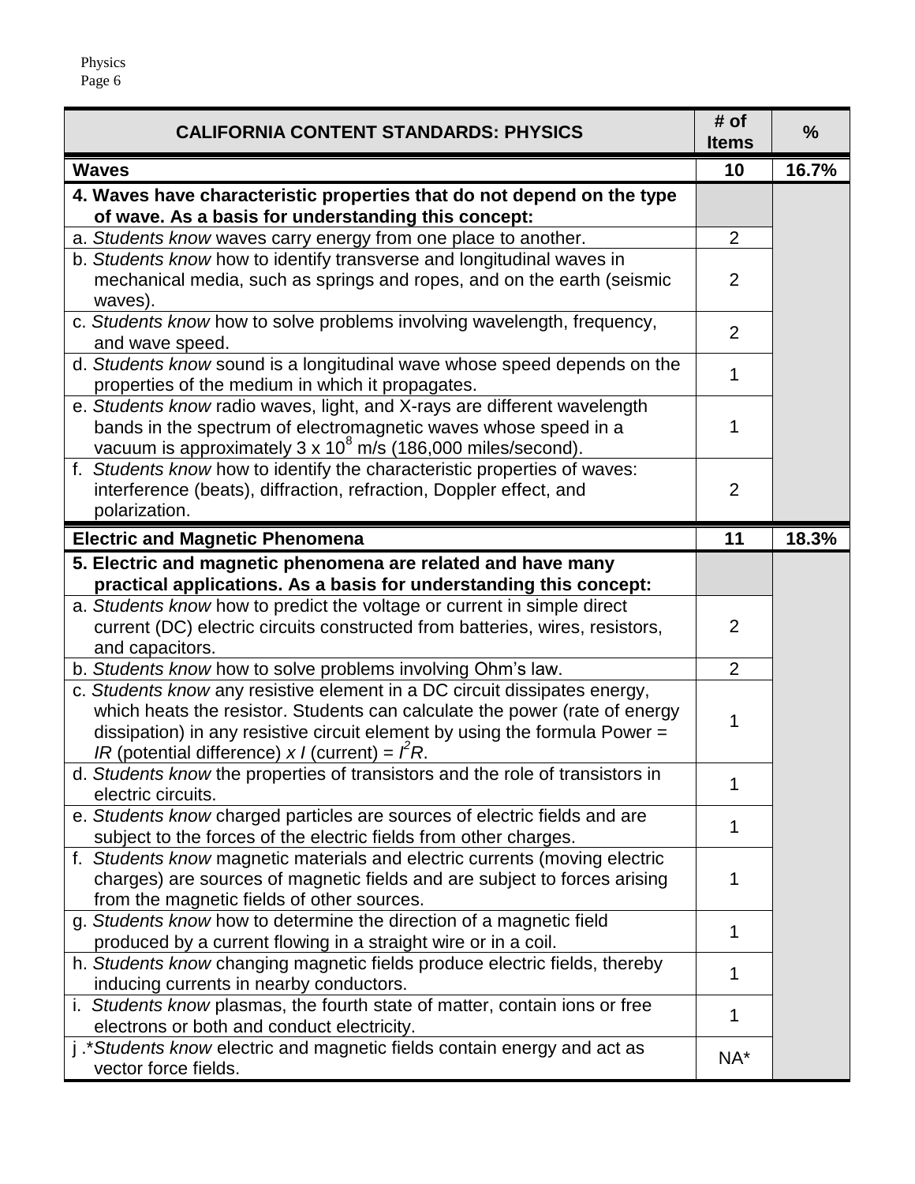| CALIFORNIA CONTENT STANDARDS: PHYSICS | # of Items | % |
|---|---|---|
| **Waves** | **10** | **16.7%** |
| **4. Waves have characteristic properties that do not depend on the type of wave. As a basis for understanding this concept:** | | |
| a. *Students know* waves carry energy from one place to another. | 2 | |
| b. *Students know* how to identify transverse and longitudinal waves in mechanical media, such as springs and ropes, and on the earth (seismic waves). | 2 | |
| c. *Students know* how to solve problems involving wavelength, frequency, and wave speed. | 2 | |
| d. *Students know* sound is a longitudinal wave whose speed depends on the properties of the medium in which it propagates. | 1 | |
| e. *Students know* radio waves, light, and X-rays are different wavelength bands in the spectrum of electromagnetic waves whose speed in a vacuum is approximately $3 \times 10^8$ m/s (186,000 miles/second). | 1 | |
| f. *Students know* how to identify the characteristic properties of waves: interference (beats), diffraction, refraction, Doppler effect, and polarization. | 2 | |
| **Electric and Magnetic Phenomena** | **11** | **18.3%** |
| **5. Electric and magnetic phenomena are related and have many practical applications. As a basis for understanding this concept:** | | |
| a. *Students know* how to predict the voltage or current in simple direct current (DC) electric circuits constructed from batteries, wires, resistors, and capacitors. | 2 | |
| b. *Students know* how to solve problems involving Ohm's law. | 2 | |
| c. *Students know* any resistive element in a DC circuit dissipates energy, which heats the resistor. Students can calculate the power (rate of energy dissipation) in any resistive circuit element by using the formula Power = $IR$ (potential difference) $x$ $I$ (current) = $I^2R$. | 1 | |
| d. *Students know* the properties of transistors and the role of transistors in electric circuits. | 1 | |
| e. *Students know* charged particles are sources of electric fields and are subject to the forces of the electric fields from other charges. | 1 | |
| f. *Students know* magnetic materials and electric currents (moving electric charges) are sources of magnetic fields and are subject to forces arising from the magnetic fields of other sources. | 1 | |
| g. *Students know* how to determine the direction of a magnetic field produced by a current flowing in a straight wire or in a coil. | 1 | |
| h. *Students know* changing magnetic fields produce electric fields, thereby inducing currents in nearby conductors. | 1 | |
| i. *Students know* plasmas, the fourth state of matter, contain ions or free electrons or both and conduct electricity. | 1 | |
| j .**Students know* electric and magnetic fields contain energy and act as vector force fields. | NA* | |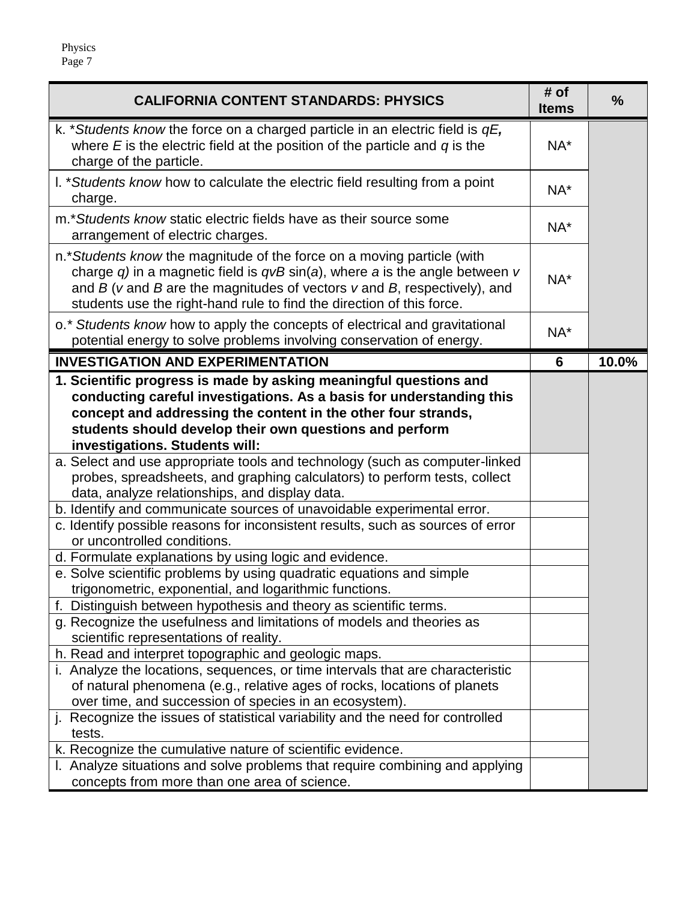| CALIFORNIA CONTENT STANDARDS: PHYSICS | # of Items | % |
|---|---|---|
| k. *_Students know_ the force on a charged particle in an electric field is $qE$, where $E$ is the electric field at the position of the particle and $q$ is the charge of the particle. | NA* | |
| l. *_Students know_ how to calculate the electric field resulting from a point charge. | NA* | |
| m.*_Students know_ static electric fields have as their source some arrangement of electric charges. | NA* | |
| n.*_Students know_ the magnitude of the force on a moving particle (with charge $q$) in a magnetic field is $qvB \sin(a)$, where $a$ is the angle between $v$ and $B$ ($v$ and $B$ are the magnitudes of vectors $v$ and $B$, respectively), and students use the right-hand rule to find the direction of this force. | NA* | |
| o.* _Students know_ how to apply the concepts of electrical and gravitational potential energy to solve problems involving conservation of energy. | NA* | |
| **INVESTIGATION AND EXPERIMENTATION** | **6** | **10.0%** |
| **1. Scientific progress is made by asking meaningful questions and conducting careful investigations. As a basis for understanding this concept and addressing the content in the other four strands, students should develop their own questions and perform investigations. Students will:** | | |
| a. Select and use appropriate tools and technology (such as computer-linked probes, spreadsheets, and graphing calculators) to perform tests, collect data, analyze relationships, and display data. | | |
| b. Identify and communicate sources of unavoidable experimental error. | | |
| c. Identify possible reasons for inconsistent results, such as sources of error or uncontrolled conditions. | | |
| d. Formulate explanations by using logic and evidence. | | |
| e. Solve scientific problems by using quadratic equations and simple trigonometric, exponential, and logarithmic functions. | | |
| f. Distinguish between hypothesis and theory as scientific terms. | | |
| g. Recognize the usefulness and limitations of models and theories as scientific representations of reality. | | |
| h. Read and interpret topographic and geologic maps. | | |
| i. Analyze the locations, sequences, or time intervals that are characteristic of natural phenomena (e.g., relative ages of rocks, locations of planets over time, and succession of species in an ecosystem). | | |
| j. Recognize the issues of statistical variability and the need for controlled tests. | | |
| k. Recognize the cumulative nature of scientific evidence. | | |
| l. Analyze situations and solve problems that require combining and applying concepts from more than one area of science. | | |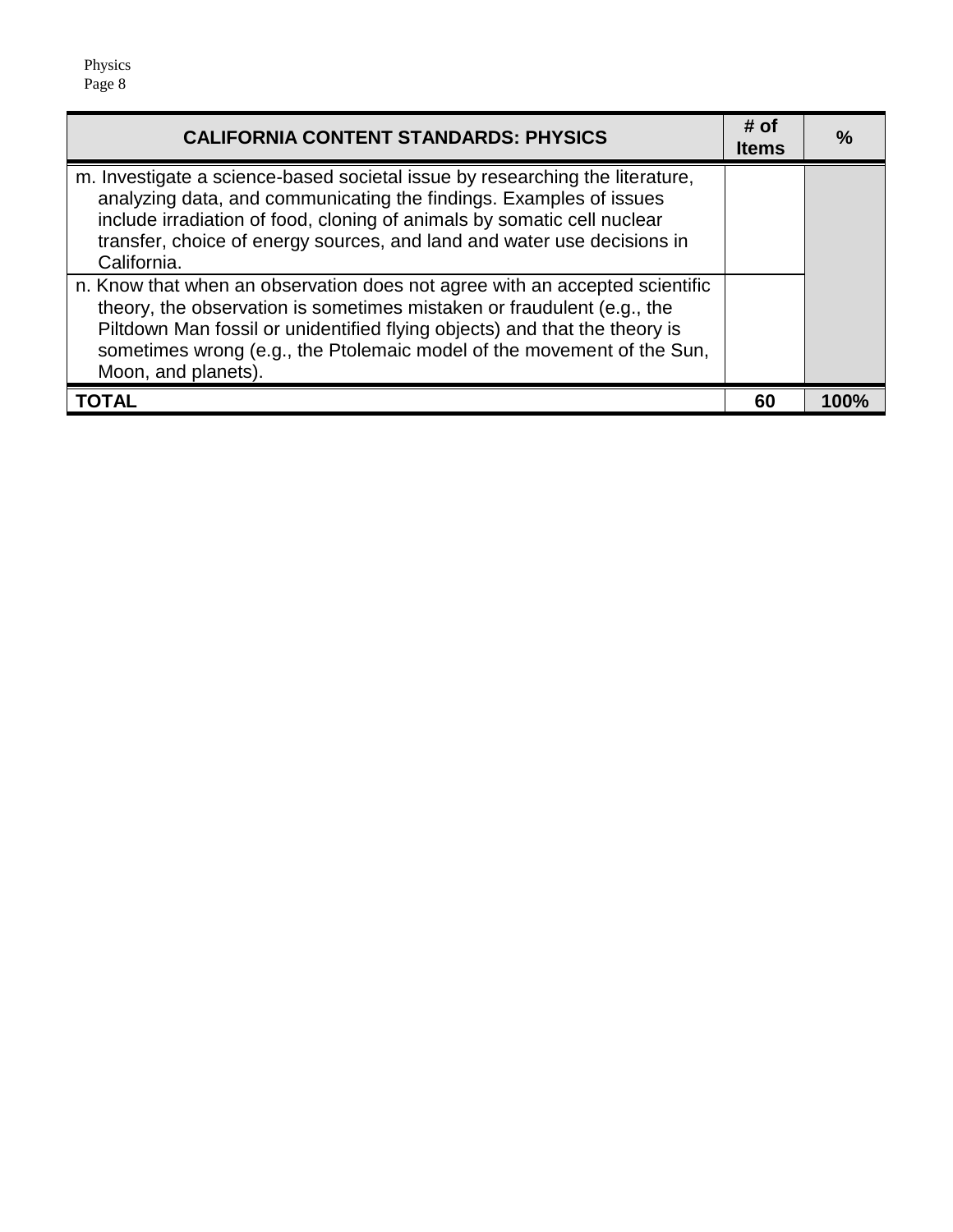| CALIFORNIA CONTENT STANDARDS: PHYSICS | # of Items | % |
|---|---|---|
| m. Investigate a science-based societal issue by researching the literature, analyzing data, and communicating the findings. Examples of issues include irradiation of food, cloning of animals by somatic cell nuclear transfer, choice of energy sources, and land and water use decisions in California. | | |
| n. Know that when an observation does not agree with an accepted scientific theory, the observation is sometimes mistaken or fraudulent (e.g., the Piltdown Man fossil or unidentified flying objects) and that the theory is sometimes wrong (e.g., the Ptolemaic model of the movement of the Sun, Moon, and planets). | | |
| **TOTAL** | **60** | **100%** |